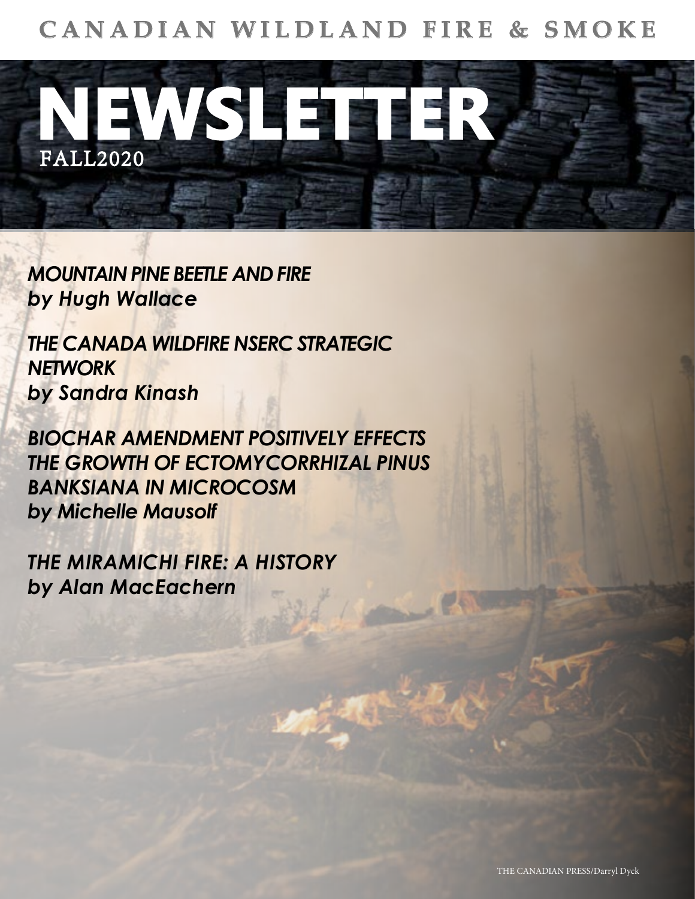# CANADIAN WILDLAND FIRE & SMOKE

# NEWSLETTER

FALL2020

***MOUNTAIN PINE BEETLE AND FIRE***
***by Hugh Wallace***

***THE CANADA WILDFIRE NSERC STRATEGIC NETWORK***
***by Sandra Kinash***

***BIOCHAR AMENDMENT POSITIVELY EFFECTS THE GROWTH OF ECTOMYCORRHIZAL PINUS BANKSIANA IN MICROCOSM***
***by Michelle Mausolf***

***THE MIRAMICHI FIRE: A HISTORY***
***by Alan MacEachern***

THE CANADIAN PRESS/Darryl Dyck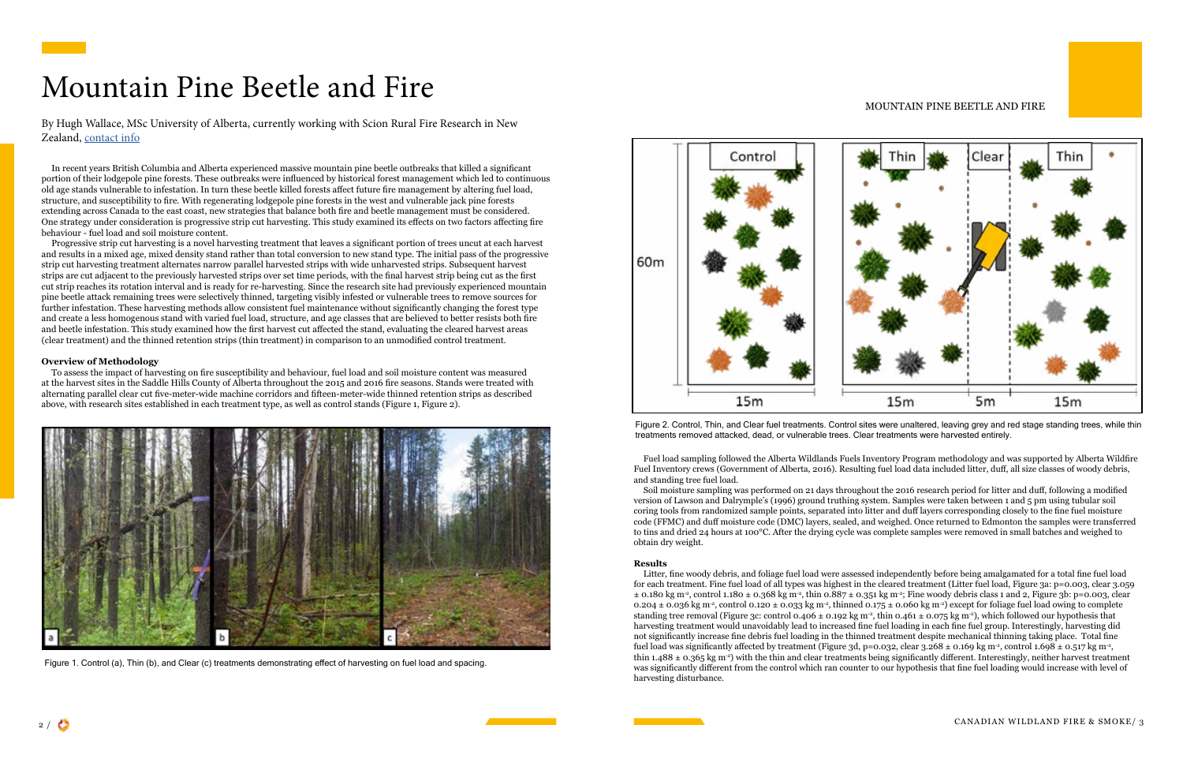# Mountain Pine Beetle and Fire

By Hugh Wallace, MSc University of Alberta, currently working with Scion Rural Fire Research in New Zealand, contact info

In recent years British Columbia and Alberta experienced massive mountain pine beetle outbreaks that killed a significant portion of their lodgepole pine forests. These outbreaks were influenced by historical forest management which led to continuous old age stands vulnerable to infestation. In turn these beetle killed forests affect future fire management by altering fuel load, structure, and susceptibility to fire. With regenerating lodgepole pine forests in the west and vulnerable jack pine forests extending across Canada to the east coast, new strategies that balance both fire and beetle management must be considered. One strategy under consideration is progressive strip cut harvesting. This study examined its effects on two factors affecting fire behaviour - fuel load and soil moisture content.

Progressive strip cut harvesting is a novel harvesting treatment that leaves a significant portion of trees uncut at each harvest and results in a mixed age, mixed density stand rather than total conversion to new stand type. The initial pass of the progressive strip cut harvesting treatment alternates narrow parallel harvested strips with wide unharvested strips. Subsequent harvest strips are cut adjacent to the previously harvested strips over set time periods, with the final harvest strip being cut as the first cut strip reaches its rotation interval and is ready for re-harvesting. Since the research site had previously experienced mountain pine beetle attack remaining trees were selectively thinned, targeting visibly infested or vulnerable trees to remove sources for further infestation. These harvesting methods allow consistent fuel maintenance without significantly changing the forest type and create a less homogenous stand with varied fuel load, structure, and age classes that are believed to better resists both fire and beetle infestation. This study examined how the first harvest cut affected the stand, evaluating the cleared harvest areas (clear treatment) and the thinned retention strips (thin treatment) in comparison to an unmodified control treatment.

**Overview of Methodology**

To assess the impact of harvesting on fire susceptibility and behaviour, fuel load and soil moisture content was measured at the harvest sites in the Saddle Hills County of Alberta throughout the 2015 and 2016 fire seasons. Stands were treated with alternating parallel clear cut five-meter-wide machine corridors and fifteen-meter-wide thinned retention strips as described above, with research sites established in each treatment type, as well as control stands (Figure 1, Figure 2).

Figure 1. Control (a), Thin (b), and Clear (c) treatments demonstrating effect of harvesting on fuel load and spacing.

Figure 2. Control, Thin, and Clear fuel treatments. Control sites were unaltered, leaving grey and red stage standing trees, while thin treatments removed attacked, dead, or vulnerable trees. Clear treatments were harvested entirely.

Fuel load sampling followed the Alberta Wildlands Fuels Inventory Program methodology and was supported by Alberta Wildfire Fuel Inventory crews (Government of Alberta, 2016). Resulting fuel load data included litter, duff, all size classes of woody debris, and standing tree fuel load.

Soil moisture sampling was performed on 21 days throughout the 2016 research period for litter and duff, following a modified version of Lawson and Dalrymple's (1996) ground truthing system. Samples were taken between 1 and 5 pm using tubular soil coring tools from randomized sample points, separated into litter and duff layers corresponding closely to the fine fuel moisture code (FFMC) and duff moisture code (DMC) layers, sealed, and weighed. Once returned to Edmonton the samples were transferred to tins and dried 24 hours at 100°C. After the drying cycle was complete samples were removed in small batches and weighed to obtain dry weight.

**Results**

Litter, fine woody debris, and foliage fuel load were assessed independently before being amalgamated for a total fine fuel load for each treatment. Fine fuel load of all types was highest in the cleared treatment (Litter fuel load, Figure 3a: p=0.003, clear 3.059 ± 0.180 kg m$^{-2}$, control 1.180 ± 0.368 kg m$^{-2}$, thin 0.887 ± 0.351 kg m$^{-2}$; Fine woody debris class 1 and 2, Figure 3b: p=0.003, clear 0.204 ± 0.036 kg m$^{-2}$, control 0.120 ± 0.033 kg m$^{-2}$, thinned 0.175 ± 0.060 kg m$^{-2}$) except for foliage fuel load owing to complete standing tree removal (Figure 3c: control 0.406 ± 0.192 kg m$^{-2}$, thin 0.461 ± 0.075 kg m$^{-2}$), which followed our hypothesis that harvesting treatment would unavoidably lead to increased fine fuel loading in each fine fuel group. Interestingly, harvesting did not significantly increase fine debris fuel loading in the thinned treatment despite mechanical thinning taking place. Total fine fuel load was significantly affected by treatment (Figure 3d, p=0.032, clear 3.268 ± 0.169 kg m$^{-2}$, control 1.698 ± 0.517 kg m$^{-2}$, thin 1.488 ± 0.365 kg m$^{-2}$) with the thin and clear treatments being significantly different. Interestingly, neither harvest treatment was significantly different from the control which ran counter to our hypothesis that fine fuel loading would increase with level of harvesting disturbance.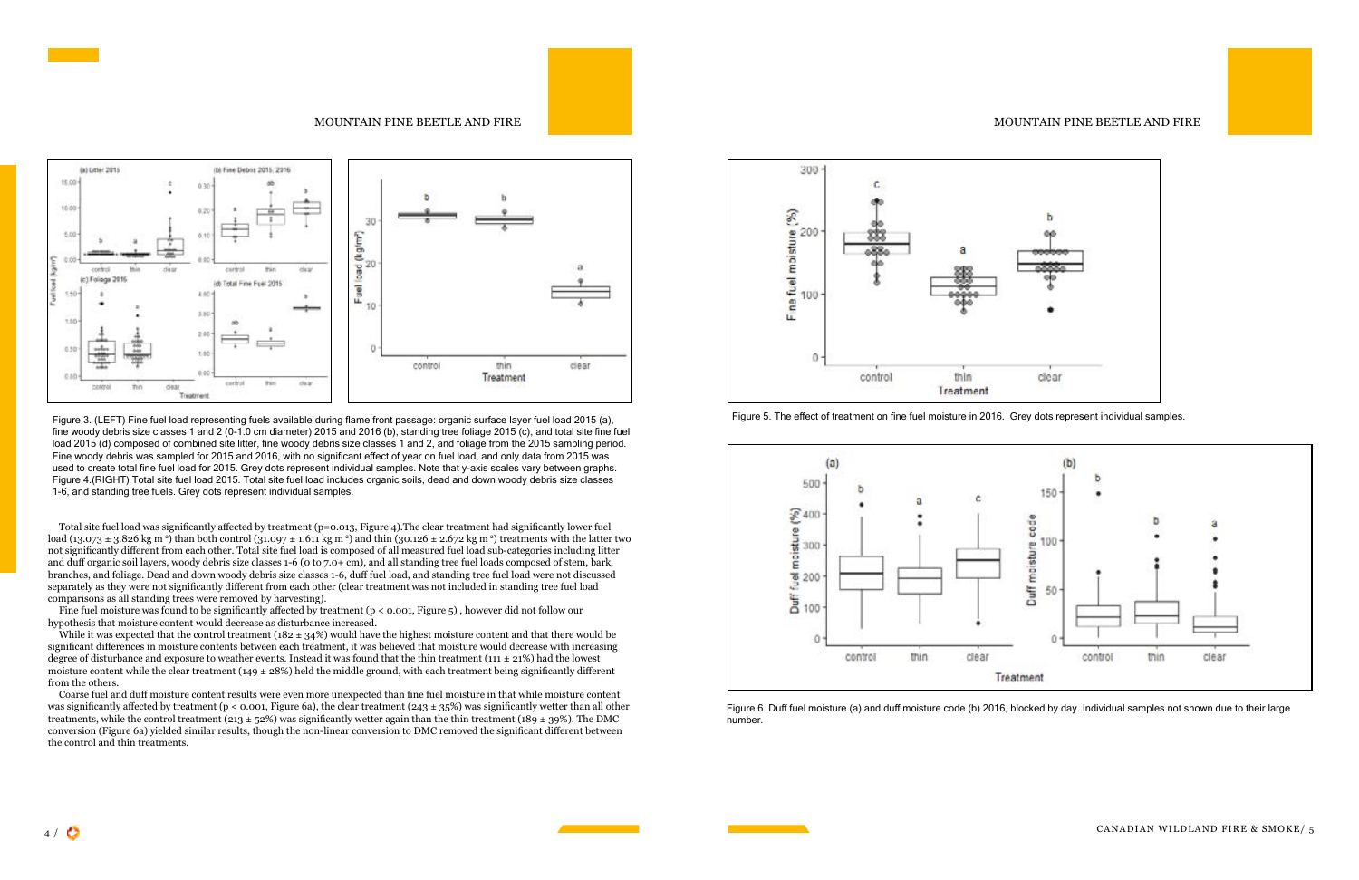Figure 3. (LEFT) Fine fuel load representing fuels available during flame front passage: organic surface layer fuel load 2015 (a), fine woody debris size classes 1 and 2 (0-1.0 cm diameter) 2015 and 2016 (b), standing tree foliage 2015 (c), and total site fine fuel load 2015 (d) composed of combined site litter, fine woody debris size classes 1 and 2, and foliage from the 2015 sampling period. Fine woody debris was sampled for 2015 and 2016, with no significant effect of year on fuel load, and only data from 2015 was used to create total fine fuel load for 2015. Grey dots represent individual samples. Note that y-axis scales vary between graphs. Figure 4.(RIGHT) Total site fuel load 2015. Total site fuel load includes organic soils, dead and down woody debris size classes 1-6, and standing tree fuels. Grey dots represent individual samples.

Total site fuel load was significantly affected by treatment (p=0.013, Figure 4).The clear treatment had significantly lower fuel load (13.073 ± 3.826 kg m$^{-2}$) than both control (31.097 ± 1.611 kg m$^{-2}$) and thin (30.126 ± 2.672 kg m$^{-2}$) treatments with the latter two not significantly different from each other. Total site fuel load is composed of all measured fuel load sub-categories including litter and duff organic soil layers, woody debris size classes 1-6 (0 to 7.0+ cm), and all standing tree fuel loads composed of stem, bark, branches, and foliage. Dead and down woody debris size classes 1-6, duff fuel load, and standing tree fuel load were not discussed separately as they were not significantly different from each other (clear treatment was not included in standing tree fuel load comparisons as all standing trees were removed by harvesting).

Fine fuel moisture was found to be significantly affected by treatment (p < 0.001, Figure 5) , however did not follow our hypothesis that moisture content would decrease as disturbance increased.

While it was expected that the control treatment (182 ± 34%) would have the highest moisture content and that there would be significant differences in moisture contents between each treatment, it was believed that moisture would decrease with increasing degree of disturbance and exposure to weather events. Instead it was found that the thin treatment (111 ± 21%) had the lowest moisture content while the clear treatment (149 ± 28%) held the middle ground, with each treatment being significantly different from the others.

Coarse fuel and duff moisture content results were even more unexpected than fine fuel moisture in that while moisture content was significantly affected by treatment (p < 0.001, Figure 6a), the clear treatment (243 ± 35%) was significantly wetter than all other treatments, while the control treatment (213 ± 52%) was significantly wetter again than the thin treatment (189 ± 39%). The DMC conversion (Figure 6a) yielded similar results, though the non-linear conversion to DMC removed the significant different between the control and thin treatments.

Figure 5. The effect of treatment on fine fuel moisture in 2016. Grey dots represent individual samples.

Figure 6. Duff fuel moisture (a) and duff moisture code (b) 2016, blocked by day. Individual samples not shown due to their large number.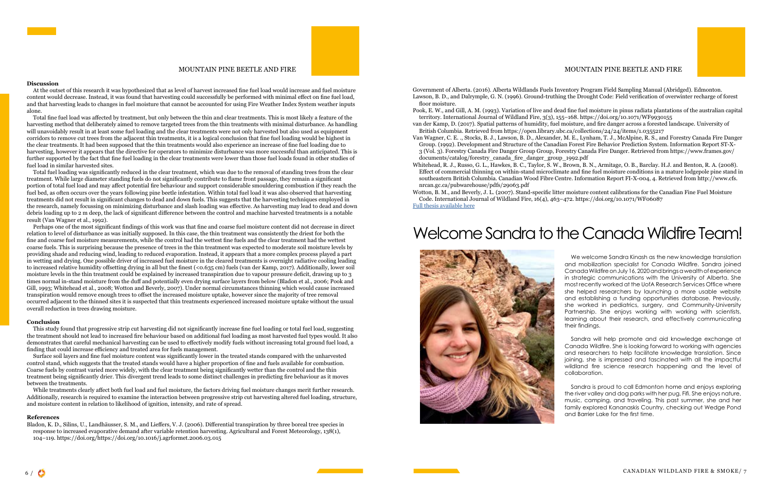### Discussion

At the outset of this research it was hypothesized that as level of harvest increased fine fuel load would increase and fuel moisture content would decrease. Instead, it was found that harvesting could successfully be performed with minimal effect on fine fuel load, and that harvesting leads to changes in fuel moisture that cannot be accounted for using Fire Weather Index System weather inputs alone.

Total fine fuel load was affected by treatment, but only between the thin and clear treatments. This is most likely a feature of the harvesting method that deliberately aimed to remove targeted trees from the thin treatments with minimal disturbance. As handling will unavoidably result in at least some fuel loading and the clear treatments were not only harvested but also used as equipment corridors to remove cut trees from the adjacent thin treatments, it is a logical conclusion that fine fuel loading would be highest in the clear treatments. It had been supposed that the thin treatments would also experience an increase of fine fuel loading due to harvesting, however it appears that the directive for operators to minimize disturbance was more successful than anticipated. This is further supported by the fact that fine fuel loading in the clear treatments were lower than those fuel loads found in other studies of fuel load in similar harvested sites.

Total fuel loading was significantly reduced in the clear treatment, which was due to the removal of standing trees from the clear treatment. While large diameter standing fuels do not significantly contribute to flame front passage, they remain a significant portion of total fuel load and may affect potential fire behaviour and support considerable smouldering combustion if they reach the fuel bed, as often occurs over the years following pine beetle infestation. Within total fuel load it was also observed that harvesting treatments did not result in significant changes to dead and down fuels. This suggests that the harvesting techniques employed in the research, namely focussing on minimizing disturbance and slash loading was effective. As harvesting may lead to dead and down debris loading up to 2 m deep, the lack of significant difference between the control and machine harvested treatments is a notable result (Van Wagner et al., 1992).

Perhaps one of the most significant findings of this work was that fine and coarse fuel moisture content did not decrease in direct relation to level of disturbance as was initially supposed. In this case, the thin treatment was consistently the driest for both the fine and coarse fuel moisture measurements, while the control had the wettest fine fuels and the clear treatment had the wettest coarse fuels. This is surprising because the presence of trees in the thin treatment was expected to moderate soil moisture levels by providing shade and reducing wind, leading to reduced evaporation. Instead, it appears that a more complex process played a part in wetting and drying. One possible driver of increased fuel moisture in the cleared treatments is overnight radiative cooling leading to increased relative humidity offsetting drying in all but the finest (<0.635 cm) fuels (van der Kamp, 2017). Additionally, lower soil moisture levels in the thin treatment could be explained by increased transpiration due to vapour pressure deficit, drawing up to 3 times normal in-stand moisture from the duff and potentially even drying surface layers from below (Bladon et al., 2006; Pook and Gill, 1993; Whitehead et al., 2008; Wotton and Beverly, 2007). Under normal circumstances thinning which would cause increased transpiration would remove enough trees to offset the increased moisture uptake, however since the majority of tree removal occurred adjacent to the thinned sites it is suspected that thin treatments experienced increased moisture uptake without the usual overall reduction in trees drawing moisture.

### Conclusion

This study found that progressive strip cut harvesting did not significantly increase fine fuel loading or total fuel load, suggesting the treatment should not lead to increased fire behaviour based on additional fuel loading as most harvested fuel types would. It also demonstrates that careful mechanical harvesting can be used to effectively modify fuels without increasing total ground fuel load, a finding that could increase efficiency and treated area for fuels management.

Surface soil layers and fine fuel moisture content was significantly lower in the treated stands compared with the unharvested control stand, which suggests that the treated stands would have a higher proportion of fine and fuels available for combustion. Coarse fuels by contrast varied more widely, with the clear treatment being significantly wetter than the control and the thin treatment being significantly drier. This divergent trend leads to some distinct challenges in predicting fire behaviour as it moves between the treatments.

While treatments clearly affect both fuel load and fuel moisture, the factors driving fuel moisture changes merit further research. Additionally, research is required to examine the interaction between progressive strip cut harvesting altered fuel loading, structure, and moisture content in relation to likelihood of ignition, intensity, and rate of spread.

### References

Bladon, K. D., Silins, U., Landhäusser, S. M., and Lieffers, V. J. (2006). Differential transpiration by three boreal tree species in response to increased evaporative demand after variable retention harvesting. Agricultural and Forest Meteorology, 138(1), 104–119. https://doi.org/https://doi.org/10.1016/j.agrformet.2006.03.015

Government of Alberta. (2016). Alberta Wildlands Fuels Inventory Program Field Sampling Manual (Abridged). Edmonton.

Lawson, B. D., and Dalrymple, G. N. (1996). Ground-truthing the Drought Code: Field verification of overwinter recharge of forest floor moisture.

Pook, E. W., and Gill, A. M. (1993). Variation of live and dead fine fuel moisture in pinus radiata plantations of the australian capital territory. International Journal of Wildland Fire, 3(3), 155–168. https://doi.org/10.1071/WF9930155

van der Kamp, D. (2017). Spatial patterns of humidity, fuel moisture, and fire danger across a forested landscape. University of British Columbia. Retrieved from https://open.library.ubc.ca/collections/24/24/items/1.0355217

Van Wagner, C. E. ., Stocks, B. J., Lawson, B. D., Alexander, M. E., Lynham, T. J., McAlpine, R. S., and Forestry Canada Fire Danger Group. (1992). Development and Structure of the Canadian Forest Fire Behavior Prediction System. Information Report ST-X-3 (Vol. 3). Forestry Canada Fire Danger Group Group, Forestry Canada Fire Danger. Retrieved from https://www.frames.gov/documents/catalog/forestry_canada_fire_danger_group_1992.pdf

Whitehead, R. J., Russo, G. L., Hawkes, B. C., Taylor, S. W., Brown, B. N., Armitage, O. B., Barclay. H.J. and Benton, R. A. (2008). Effect of commercial thinning on within-stand microclimate and fine fuel moisture conditions in a mature lodgepole pine stand in southeastern British Columbia. Canadian Wood Fibre Centre. Information Report FI-X-004, 4. Retrieved from http://www.cfs.nrcan.gc.ca/pubwarehouse/pdfs/29063.pdf

Wotton, B. M., and Beverly, J. L. (2007). Stand-specific litter moisture content calibrations for the Canadian Fine Fuel Moisture Code. International Journal of Wildland Fire, 16(4), 463–472. https://doi.org/10.1071/WF06087

Full thesis available here

# Welcome Sandra to the Canada Wildfire Team!

We welcome Sandra Kinash as the new knowledge translation and mobilization specialist for Canada Wildfire. Sandra joined Canada Wildfire on July 16, 2020 and brings a wealth of experience in strategic communications with the University of Alberta. She most recently worked at the UofA Research Services Office where she helped researchers by launching a more usable website and establishing a funding opportunities database. Previously, she worked in pediatrics, surgery, and Community-University Partnership. She enjoys working with working with scientists, learning about their research, and effectively communicating their findings.

Sandra will help promote and aid knowledge exchange at Canada Wildfire. She is looking forward to working with agencies and researchers to help facilitate knowledge translation. Since joining, she is impressed and fascinated with all the impactful wildland fire science research happening and the level of collaboration.

Sandra is proud to call Edmonton home and enjoys exploring the river valley and dog parks with her pug, Fifi. She enjoys nature, music, camping, and traveling. This past summer, she and her family explored Kananaskis Country, checking out Wedge Pond and Barrier Lake for the first time.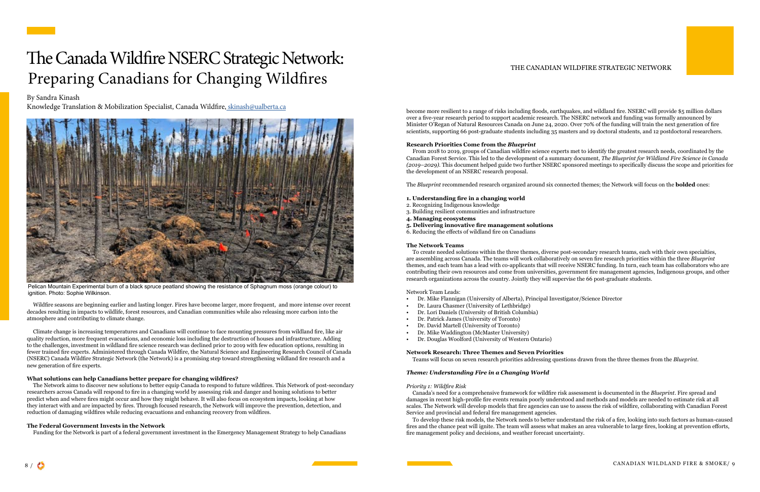# The Canada Wildfire NSERC Strategic Network: Preparing Canadians for Changing Wildfires

By Sandra Kinash
Knowledge Translation & Mobilization Specialist, Canada Wildfire, skinash@ualberta.ca

Pelican Mountain Experimental burn of a black spruce peatland showing the resistance of Sphagnum moss (orange colour) to ignition. Photo: Sophie Wilkinson.

Wildfire seasons are beginning earlier and lasting longer. Fires have become larger, more frequent, and more intense over recent decades resulting in impacts to wildlife, forest resources, and Canadian communities while also releasing more carbon into the atmosphere and contributing to climate change.

Climate change is increasing temperatures and Canadians will continue to face mounting pressures from wildland fire, like air quality reduction, more frequent evacuations, and economic loss including the destruction of houses and infrastructure. Adding to the challenges, investment in wildland fire science research was declined prior to 2019 with few education options, resulting in fewer trained fire experts. Administered through Canada Wildfire, the Natural Science and Engineering Research Council of Canada (NSERC) Canada Wildfire Strategic Network (the Network) is a promising step toward strengthening wildland fire research and a new generation of fire experts.

**What solutions can help Canadians better prepare for changing wildfires?**

The Network aims to discover new solutions to better equip Canada to respond to future wildfires. This Network of post-secondary researchers across Canada will respond to fire in a changing world by assessing risk and danger and honing solutions to better predict when and where fires might occur and how they might behave. It will also focus on ecosystem impacts, looking at how they interact with and are impacted by fires. Through focused research, the Network will improve the prevention, detection, and reduction of damaging wildfires while reducing evacuations and enhancing recovery from wildfires.

**The Federal Government Invests in the Network**

Funding for the Network is part of a federal government investment in the Emergency Management Strategy to help Canadians become more resilient to a range of risks including floods, earthquakes, and wildland fire. NSERC will provide $5 million dollars over a five-year research period to support academic research. The NSERC network and funding was formally announced by Minister O'Regan of Natural Resources Canada on June 24, 2020. Over 70% of the funding will train the next generation of fire scientists, supporting 66 post-graduate students including 35 masters and 19 doctoral students, and 12 postdoctoral researchers.

**Research Priorities Come from the *Blueprint***

From 2018 to 2019, groups of Canadian wildfire science experts met to identify the greatest research needs, coordinated by the Canadian Forest Service. This led to the development of a summary document, *The Blueprint for Wildland Fire Science in Canada (2019–2029)*. This document helped guide two further NSERC sponsored meetings to specifically discuss the scope and priorities for the development of an NSERC research proposal.

The *Blueprint* recommended research organized around six connected themes; the Network will focus on the **bolded** ones:

**1. Understanding fire in a changing world**
2. Recognizing Indigenous knowledge
3. Building resilient communities and infrastructure
**4. Managing ecosystems**
**5. Delivering innovative fire management solutions**
6. Reducing the effects of wildland fire on Canadians

**The Network Teams**

To create needed solutions within the three themes, diverse post-secondary research teams, each with their own specialties, are assembling across Canada. The teams will work collaboratively on seven fire research priorities within the three *Blueprint* themes, and each team has a lead with co-applicants that will receive NSERC funding. In turn, each team has collaborators who are contributing their own resources and come from universities, government fire management agencies, Indigenous groups, and other research organizations across the country. Jointly they will supervise the 66 post-graduate students.

Network Team Leads:

- Dr. Mike Flannigan (University of Alberta), Principal Investigator/Science Director
- Dr. Laura Chasmer (University of Lethbridge)
- Dr. Lori Daniels (University of British Columbia)
- Dr. Patrick James (University of Toronto)
- Dr. David Martell (University of Toronto)
- Dr. Mike Waddington (McMaster University)
- Dr. Douglas Woolford (University of Western Ontario)

**Network Research: Three Themes and Seven Priorities**

Teams will focus on seven research priorities addressing questions drawn from the three themes from the *Blueprint*.

***Theme: Understanding Fire in a Changing World***

*Priority 1: Wildfire Risk*

Canada's need for a comprehensive framework for wildfire risk assessment is documented in the *Blueprint*. Fire spread and damages in recent high-profile fire events remain poorly understood and methods and models are needed to estimate risk at all scales. The Network will develop models that fire agencies can use to assess the risk of wildfire, collaborating with Canadian Forest Service and provincial and federal fire management agencies.

To develop these risk models, the Network needs to better understand the risk of a fire, looking into such factors as human-caused fires and the chance peat will ignite. The team will assess what makes an area vulnerable to large fires, looking at prevention efforts, fire management policy and decisions, and weather forecast uncertainty.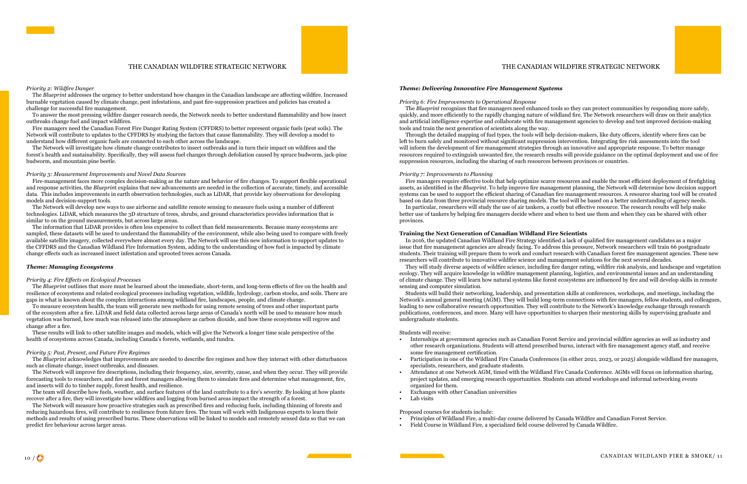*Priority 2: Wildfire Danger*

The *Blueprint* addresses the urgency to better understand how changes in the Canadian landscape are affecting wildfire. Increased burnable vegetation caused by climate change, pest infestations, and past fire-suppression practices and policies has created a challenge for successful fire management.

To answer the most pressing wildfire danger research needs, the Network needs to better understand flammability and how insect outbreaks change fuel and impact wildfires.

Fire managers need the Canadian Forest Fire Danger Rating System (CFFDRS) to better represent organic fuels (peat soils). The Network will contribute to updates to the CFFDRS by studying the factors that cause flammability. They will develop a model to understand how different organic fuels are connected to each other across the landscape.

The Network will investigate how climate change contributes to insect outbreaks and in turn their impact on wildfires and the forest's health and sustainability. Specifically, they will assess fuel changes through defoliation caused by spruce budworm, jack-pine budworm, and mountain pine beetle.

*Priority 3: Measurement Improvements and Novel Data Sources*

Fire-management faces more complex decision-making as the nature and behavior of fire changes. To support flexible operational and response activities, the *Blueprint* explains that new advancements are needed in the collection of accurate, timely, and accessible data. This includes improvements in earth observation technologies, such as LiDAR, that provide key observations for developing models and decision-support tools.

The Network will develop new ways to use airborne and satellite remote sensing to measure fuels using a number of different technologies. LiDAR, which measures the 3D structure of trees, shrubs, and ground characteristics provides information that is similar to on the ground measurements, but across large areas.

The information that LiDAR provides is often less expensive to collect than field measurements. Because many ecosystems are sampled, these datasets will be used to understand the flammability of the environment, while also being used to compare with freely available satellite imagery, collected everywhere almost every day. The Network will use this new information to support updates to the CFFDRS and the Canadian Wildland Fire Information System, adding to the understanding of how fuel is impacted by climate change effects such as increased insect infestation and uprooted trees across Canada.

***Theme: Managing Ecosystems***

*Priority 4: Fire Effects on Ecological Processes*

The *Blueprint* outlines that more must be learned about the immediate, short-term, and long-term effects of fire on the health and resilience of ecosystems and related ecological processes including vegetation, wildlife, hydrology, carbon stocks, and soils. There are gaps in what is known about the complex interactions among wildland fire, landscapes, people, and climate change.

To measure ecosystem health, the team will generate new methods for using remote sensing of trees and other important parts of the ecosystem after a fire. LiDAR and field data collected across large areas of Canada's north will be used to measure how much vegetation was burned, how much was released into the atmosphere as carbon dioxide, and how these ecosystems will regrow and change after a fire.

These results will link to other satellite images and models, which will give the Network a longer time scale perspective of the health of ecosystems across Canada, including Canada's forests, wetlands, and tundra.

*Priority 5: Past, Present, and Future Fire Regimes*

The *Blueprint* acknowledges that improvements are needed to describe fire regimes and how they interact with other disturbances such as climate change, insect outbreaks, and diseases.

The Network will improve fire descriptions, including their frequency, size, severity, cause, and when they occur. They will provide forecasting tools to researchers, and fire and forest managers allowing them to simulate fires and determine what management, fire, and insects will do to timber supply, forest health, and resilience.

The team will describe how fuels, weather, and surface features of the land contribute to a fire's severity. By looking at how plants recover after a fire, they will investigate how wildfires and logging from burned areas impact the strength of a forest.

The Network will measure how proactive strategies such as prescribed fires and reducing fuels, including thinning of forests and reducing hazardous fires, will contribute to resilience from future fires. The team will work with Indigenous experts to learn their methods and results of using prescribed burns. These observations will be linked to models and remotely sensed data so that we can predict fire behaviour across larger areas.

***Theme: Delivering Innovative Fire Management Systems***

*Priority 6: Fire Improvements to Operational Response*

The *Blueprint* recognizes that fire managers need enhanced tools so they can protect communities by responding more safely, quickly, and more efficiently to the rapidly changing nature of wildland fire. The Network researchers will draw on their analytics and artificial intelligence expertise and collaborate with fire management agencies to develop and test improved decision-making tools and train the next generation of scientists along the way.

Through the detailed mapping of fuel types, the tools will help decision-makers, like duty officers, identify where fires can be left to burn safely and monitored without significant suppression intervention. Integrating fire risk assessments into the tool will inform the development of fire management strategies through an innovative and appropriate response. To better manage resources required to extinguish unwanted fire, the research results will provide guidance on the optimal deployment and use of fire suppression resources, including the sharing of such resources between provinces or countries.

*Priority 7: Improvements to Planning*

Fire managers require effective tools that help optimize scarce resources and enable the most efficient deployment of firefighting assets, as identified in the *Blueprint*. To help improve fire management planning, the Network will determine how decision support systems can be used to support the efficient sharing of Canadian fire management resources. A resource sharing tool will be created based on data from three provincial resource sharing models. The tool will be based on a better understanding of agency needs.

In particular, researchers will study the use of air tankers, a costly but effective resource. The research results will help make better use of tankers by helping fire managers decide where and when to best use them and when they can be shared with other provinces.

**Training the Next Generation of Canadian Wildland Fire Scientists**

In 2016, the updated Canadian Wildland Fire Strategy identified a lack of qualified fire management candidates as a major issue that fire management agencies are already facing. To address this pressure, Network researchers will train 66 postgraduate students. Their training will prepare them to work and conduct research with Canadian forest fire management agencies. These new researchers will contribute to innovative wildfire science and management solutions for the next several decades.

They will study diverse aspects of wildfire science, including fire danger rating, wildfire risk analysis, and landscape and vegetation ecology. They will acquire knowledge in wildfire management planning, logistics, and environmental issues and an understanding of climate change. They will learn how natural systems like forest ecosystems are influenced by fire and will develop skills in remote sensing and computer simulation.

Students will build their networking, leadership, and presentation skills at conferences, workshops, and meetings, including the Network's annual general meeting (AGM). They will build long-term connections with fire managers, fellow students, and colleagues, leading to new collaborative research opportunities. They will contribute to the Network's knowledge exchange through research publications, conferences, and more. Many will have opportunities to sharpen their mentoring skills by supervising graduate and undergraduate students.

Students will receive:

- Internships at government agencies such as Canadian Forest Service and provincial wildfire agencies as well as industry and other research organizations. Students will attend prescribed burns, interact with fire management agency staff, and receive some fire management certification.
- Participation in one of the Wildland Fire Canada Conferences (in either 2021, 2023, or 2025) alongside wildland fire managers, specialists, researchers, and graduate students.
- Attendance at one Network AGM, timed with the Wildland Fire Canada Conference. AGMs will focus on information sharing, project updates, and emerging research opportunities. Students can attend workshops and informal networking events organized for them.
- Exchanges with other Canadian universities
- Lab visits

Proposed courses for students include:

- Principles of Wildland Fire, a multi-day course delivered by Canada Wildfire and Canadian Forest Service.
- Field Course in Wildland Fire, a specialized field course delivered by Canada Wildfire.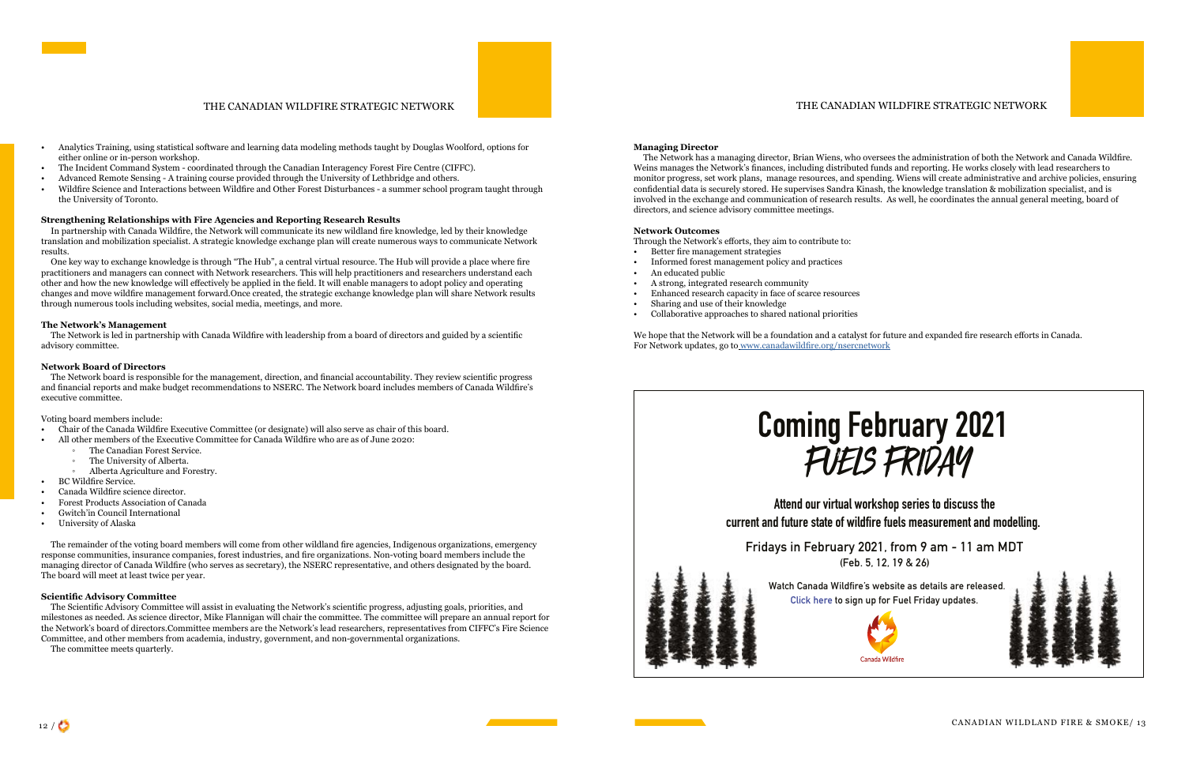- Analytics Training, using statistical software and learning data modeling methods taught by Douglas Woolford, options for either online or in-person workshop.
- The Incident Command System - coordinated through the Canadian Interagency Forest Fire Centre (CIFFC).
- Advanced Remote Sensing - A training course provided through the University of Lethbridge and others.
- Wildfire Science and Interactions between Wildfire and Other Forest Disturbances - a summer school program taught through the University of Toronto.

**Strengthening Relationships with Fire Agencies and Reporting Research Results**

In partnership with Canada Wildfire, the Network will communicate its new wildland fire knowledge, led by their knowledge translation and mobilization specialist. A strategic knowledge exchange plan will create numerous ways to communicate Network results.

One key way to exchange knowledge is through "The Hub", a central virtual resource. The Hub will provide a place where fire practitioners and managers can connect with Network researchers. This will help practitioners and researchers understand each other and how the new knowledge will effectively be applied in the field. It will enable managers to adopt policy and operating changes and move wildfire management forward.Once created, the strategic exchange knowledge plan will share Network results through numerous tools including websites, social media, meetings, and more.

**The Network's Management**

The Network is led in partnership with Canada Wildfire with leadership from a board of directors and guided by a scientific advisory committee.

**Network Board of Directors**

The Network board is responsible for the management, direction, and financial accountability. They review scientific progress and financial reports and make budget recommendations to NSERC. The Network board includes members of Canada Wildfire's executive committee.

Voting board members include:

- Chair of the Canada Wildfire Executive Committee (or designate) will also serve as chair of this board.
- All other members of the Executive Committee for Canada Wildfire who are as of June 2020:
  - The Canadian Forest Service.
  - The University of Alberta.
  - Alberta Agriculture and Forestry.
- BC Wildfire Service.
- Canada Wildfire science director.
- Forest Products Association of Canada
- Gwitch'in Council International
- University of Alaska

The remainder of the voting board members will come from other wildland fire agencies, Indigenous organizations, emergency response communities, insurance companies, forest industries, and fire organizations. Non-voting board members include the managing director of Canada Wildfire (who serves as secretary), the NSERC representative, and others designated by the board. The board will meet at least twice per year.

**Scientific Advisory Committee**

The Scientific Advisory Committee will assist in evaluating the Network's scientific progress, adjusting goals, priorities, and milestones as needed. As science director, Mike Flannigan will chair the committee. The committee will prepare an annual report for the Network's board of directors.Committee members are the Network's lead researchers, representatives from CIFFC's Fire Science Committee, and other members from academia, industry, government, and non-governmental organizations.

The committee meets quarterly.

**Managing Director**

The Network has a managing director, Brian Wiens, who oversees the administration of both the Network and Canada Wildfire. Weins manages the Network's finances, including distributed funds and reporting. He works closely with lead researchers to monitor progress, set work plans, manage resources, and spending. Wiens will create administrative and archive policies, ensuring confidential data is securely stored. He supervises Sandra Kinash, the knowledge translation & mobilization specialist, and is involved in the exchange and communication of research results. As well, he coordinates the annual general meeting, board of directors, and science advisory committee meetings.

**Network Outcomes**

Through the Network's efforts, they aim to contribute to:

- Better fire management strategies
- Informed forest management policy and practices
- An educated public
- A strong, integrated research community
- Enhanced research capacity in face of scarce resources
- Sharing and use of their knowledge
- Collaborative approaches to shared national priorities

We hope that the Network will be a foundation and a catalyst for future and expanded fire research efforts in Canada. For Network updates, go to www.canadawildfire.org/nsercnetwork

# Coming February 2021
## FUELS FRIDAY

**Attend our virtual workshop series to discuss the current and future state of wildfire fuels measurement and modelling.**

Fridays in February 2021, from 9 am - 11 am MDT
(Feb. 5, 12, 19 & 26)

Watch Canada Wildfire's website as details are released.
Click here to sign up for Fuel Friday updates.

Canada Wildfire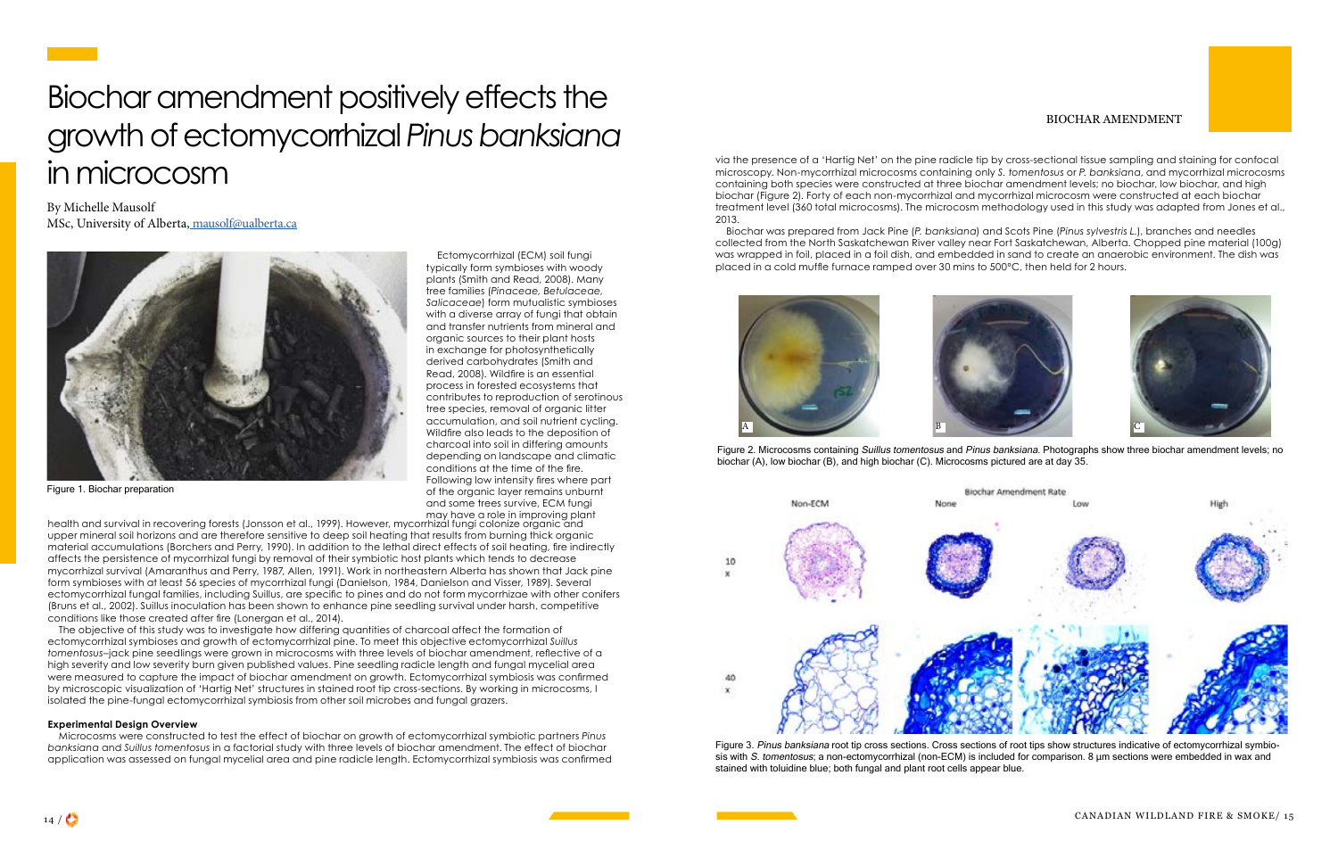# Biochar amendment positively effects the growth of ectomycorrhizal *Pinus banksiana* in microcosm

By Michelle Mausolf
MSc, University of Alberta, mausolf@ualberta.ca

Figure 1. Biochar preparation

Ectomycorrhizal (ECM) soil fungi typically form symbioses with woody plants (Smith and Read, 2008). Many tree families (*Pinaceae, Betulaceae, Salicaceae*) form mutualistic symbioses with a diverse array of fungi that obtain and transfer nutrients from mineral and organic sources to their plant hosts in exchange for photosynthetically derived carbohydrates (Smith and Read, 2008). Wildfire is an essential process in forested ecosystems that contributes to reproduction of serotinous tree species, removal of organic litter accumulation, and soil nutrient cycling. Wildfire also leads to the deposition of charcoal into soil in differing amounts depending on landscape and climatic conditions at the time of the fire. Following low intensity fires where part of the organic layer remains unburnt and some trees survive, ECM fungi may have a role in improving plant health and survival in recovering forests (Jonsson et al., 1999). However, mycorrhizal fungi colonize organic and upper mineral soil horizons and are therefore sensitive to deep soil heating that results from burning thick organic material accumulations (Borchers and Perry, 1990). In addition to the lethal direct effects of soil heating, fire indirectly affects the persistence of mycorrhizal fungi by removal of their symbiotic host plants which tends to decrease mycorrhizal survival (Amaranthus and Perry, 1987, Allen, 1991). Work in northeastern Alberta has shown that Jack pine form symbioses with at least 56 species of mycorrhizal fungi (Danielson, 1984, Danielson and Visser, 1989). Several ectomycorrhizal fungal families, including Suillus, are specific to pines and do not form mycorrhizae with other conifers (Bruns et al., 2002). Suillus inoculation has been shown to enhance pine seedling survival under harsh, competitive conditions like those created after fire (Lonergan et al., 2014).

The objective of this study was to investigate how differing quantities of charcoal affect the formation of ectomycorrhizal symbioses and growth of ectomycorrhizal pine. To meet this objective ectomycorrhizal *Suillus tomentosus*–jack pine seedlings were grown in microcosms with three levels of biochar amendment, reflective of a high severity and low severity burn given published values. Pine seedling radicle length and fungal mycelial area were measured to capture the impact of biochar amendment on growth. Ectomycorrhizal symbiosis was confirmed by microscopic visualization of 'Hartig Net' structures in stained root tip cross-sections. By working in microcosms, I isolated the pine-fungal ectomycorrhizal symbiosis from other soil microbes and fungal grazers.

**Experimental Design Overview**

Microcosms were constructed to test the effect of biochar on growth of ectomycorrhizal symbiotic partners *Pinus banksiana* and *Suillus tomentosus* in a factorial study with three levels of biochar amendment. The effect of biochar application was assessed on fungal mycelial area and pine radicle length. Ectomycorrhizal symbiosis was confirmed via the presence of a 'Hartig Net' on the pine radicle tip by cross-sectional tissue sampling and staining for confocal microscopy. Non-mycorrhizal microcosms containing only *S. tomentosus* or *P. banksiana*, and mycorrhizal microcosms containing both species were constructed at three biochar amendment levels; no biochar, low biochar, and high biochar (Figure 2). Forty of each non-mycorrhizal and mycorrhizal microcosm were constructed at each biochar treatment level (360 total microcosms). The microcosm methodology used in this study was adapted from Jones et al., 2013.

Biochar was prepared from Jack Pine (*P. banksiana*) and Scots Pine (*Pinus sylvestris L.*), branches and needles collected from the North Saskatchewan River valley near Fort Saskatchewan, Alberta. Chopped pine material (100g) was wrapped in foil, placed in a foil dish, and embedded in sand to create an anaerobic environment. The dish was placed in a cold muffle furnace ramped over 30 mins to 500°C, then held for 2 hours.

Figure 2. Microcosms containing *Suillus tomentosus* and *Pinus banksiana*. Photographs show three biochar amendment levels; no biochar (A), low biochar (B), and high biochar (C). Microcosms pictured are at day 35.

Figure 3. *Pinus banksiana* root tip cross sections. Cross sections of root tips show structures indicative of ectomycorrhizal symbiosis with *S. tomentosus*; a non-ectomycorrhizal (non-ECM) is included for comparison. 8 µm sections were embedded in wax and stained with toluidine blue; both fungal and plant root cells appear blue.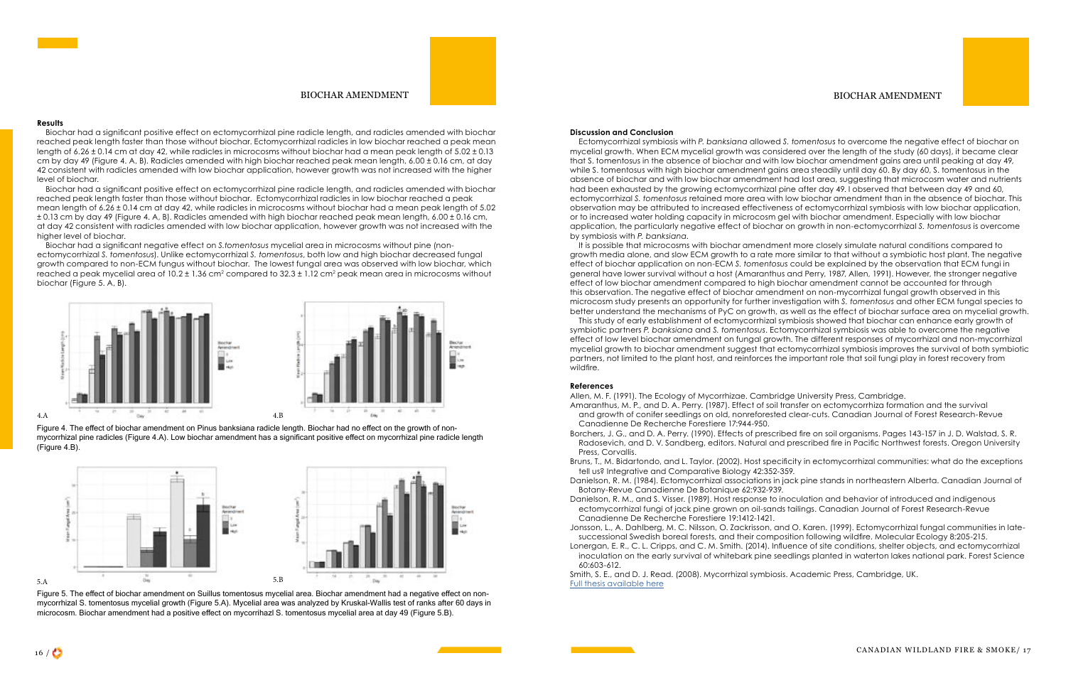## Results

Biochar had a significant positive effect on ectomycorrhizal pine radicle length, and radicles amended with biochar reached peak length faster than those without biochar. Ectomycorrhizal radicles in low biochar reached a peak mean length of 6.26 ± 0.14 cm at day 42, while radicles in microcosms without biochar had a mean peak length of 5.02 ± 0.13 cm by day 49 (Figure 4. A, B). Radicles amended with high biochar reached peak mean length, 6.00 ± 0.16 cm, at day 42 consistent with radicles amended with low biochar application, however growth was not increased with the higher level of biochar.

Biochar had a significant positive effect on ectomycorrhizal pine radicle length, and radicles amended with biochar reached peak length faster than those without biochar. Ectomycorrhizal radicles in low biochar reached a peak mean length of 6.26 ± 0.14 cm at day 42, while radicles in microcosms without biochar had a mean peak length of 5.02 ± 0.13 cm by day 49 (Figure 4. A, B). Radicles amended with high biochar reached peak mean length, 6.00 ± 0.16 cm, at day 42 consistent with radicles amended with low biochar application, however growth was not increased with the higher level of biochar.

Biochar had a significant negative effect on *S.tomentosus* mycelial area in microcosms without pine (non-ectomycorrhizal *S. tomentosus*). Unlike ectomycorrhizal *S. tomentosus*, both low and high biochar decreased fungal growth compared to non-ECM fungus without biochar. The lowest fungal area was observed with low biochar, which reached a peak mycelial area of 10.2 ± 1.36 $cm^2$ compared to 32.3 ± 1.12 $cm^2$ peak mean area in microcosms without biochar (Figure 5. A, B).

Figure 4. The effect of biochar amendment on Pinus banksiana radicle length. Biochar had no effect on the growth of non-mycorrhizal pine radicles (Figure 4.A). Low biochar amendment has a significant positive effect on mycorrhizal pine radicle length (Figure 4.B).

Figure 5. The effect of biochar amendment on Suillus tomentosus mycelial area. Biochar amendment had a negative effect on non-mycorrhizal S. tomentosus mycelial growth (Figure 5.A). Mycelial area was analyzed by Kruskal-Wallis test of ranks after 60 days in microcosm. Biochar amendment had a positive effect on mycorrihazl S. tomentosus mycelial area at day 49 (Figure 5.B).

## Discussion and Conclusion

Ectomycorrhizal symbiosis with *P. banksiana* allowed *S. tomentosus* to overcome the negative effect of biochar on mycelial growth. When ECM mycelial growth was considered over the length of the study (60 days), it became clear that S. tomentosus in the absence of biochar and with low biochar amendment gains area until peaking at day 49, while S. tomentosus with high biochar amendment gains area steadily until day 60. By day 60, S. tomentosus in the absence of biochar and with low biochar amendment had lost area, suggesting that microcosm water and nutrients had been exhausted by the growing ectomycorrhizal pine after day 49. I observed that between day 49 and 60, ectomycorrhizal *S. tomentosus* retained more area with low biochar amendment than in the absence of biochar. This observation may be attributed to increased effectiveness of ectomycorrhizal symbiosis with low biochar application, or to increased water holding capacity in microcosm gel with biochar amendment. Especially with low biochar application, the particularly negative effect of biochar on growth in non-ectomycorrhizal *S. tomentosus* is overcome by symbiosis with *P. banksiana*.

It is possible that microcosms with biochar amendment more closely simulate natural conditions compared to growth media alone, and slow ECM growth to a rate more similar to that without a symbiotic host plant. The negative effect of biochar application on non-ECM *S. tomentosus* could be explained by the observation that ECM fungi in general have lower survival without a host (Amaranthus and Perry, 1987, Allen, 1991). However, the stronger negative effect of low biochar amendment compared to high biochar amendment cannot be accounted for through this observation. The negative effect of biochar amendment on non-mycorrhizal fungal growth observed in this microcosm study presents an opportunity for further investigation with *S. tomentosus* and other ECM fungal species to better understand the mechanisms of PyC on growth, as well as the effect of biochar surface area on mycelial growth.

This study of early establishment of ectomycorrhizal symbiosis showed that biochar can enhance early growth of symbiotic partners *P. banksiana* and *S. tomentosus*. Ectomycorrhizal symbiosis was able to overcome the negative effect of low level biochar amendment on fungal growth. The different responses of mycorrhizal and non-mycorrhizal mycelial growth to biochar amendment suggest that ectomycorrhizal symbiosis improves the survival of both symbiotic partners, not limited to the plant host, and reinforces the important role that soil fungi play in forest recovery from wildfire.

## References

Allen, M. F. (1991). The Ecology of Mycorrhizae. Cambridge University Press, Cambridge.

Amaranthus, M. P., and D. A. Perry. (1987). Effect of soil transfer on ectomycorrhiza formation and the survival and growth of conifer seedlings on old, nonreforested clear-cuts. Canadian Journal of Forest Research-Revue Canadienne De Recherche Forestiere 17:944-950.

Borchers, J. G., and D. A. Perry. (1990). Effects of prescribed fire on soil organisms. Pages 143-157 in J. D. Walstad, S. R. Radosevich, and D. V. Sandberg, editors. Natural and prescribed fire in Pacific Northwest forests. Oregon University Press, Corvallis.

Bruns, T., M. Bidartondo, and L. Taylor. (2002). Host specificity in ectomycorrhizal communities: what do the exceptions tell us? Integrative and Comparative Biology 42:352-359.

Danielson, R. M. (1984). Ectomycorrhizal associations in jack pine stands in northeastern Alberta. Canadian Journal of Botany-Revue Canadienne De Botanique 62:932-939.

Danielson, R. M., and S. Visser. (1989). Host response to inoculation and behavior of introduced and indigenous ectomycorrhizal fungi of jack pine grown on oil-sands tailings. Canadian Journal of Forest Research-Revue Canadienne De Recherche Forestiere 19:1412-1421.

Jonsson, L., A. Dahlberg, M. C. Nilsson, O. Zackrisson, and O. Karen. (1999). Ectomycorrhizal fungal communities in late-successional Swedish boreal forests, and their composition following wildfire. Molecular Ecology 8:205-215.

Lonergan, E. R., C. L. Cripps, and C. M. Smith. (2014). Influence of site conditions, shelter objects, and ectomycorrhizal inoculation on the early survival of whitebark pine seedlings planted in waterton lakes national park. Forest Science 60:603-612.

Smith, S. E., and D. J. Read. (2008). Mycorrhizal symbiosis. Academic Press, Cambridge, UK.

Full thesis available here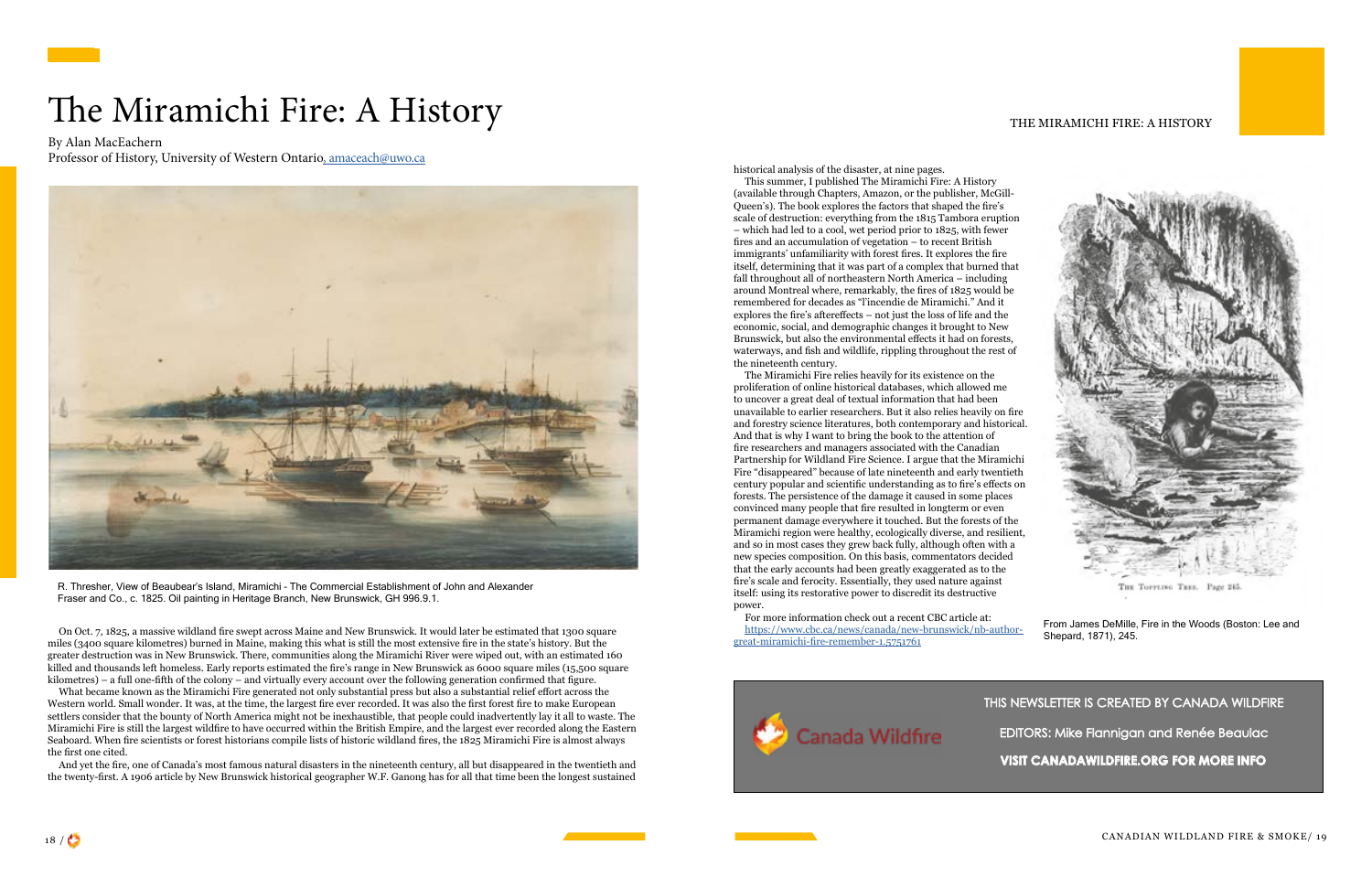# The Miramichi Fire: A History

By Alan MacEachern
Professor of History, University of Western Ontario, amaceach@uwo.ca

R. Thresher, View of Beaubear's Island, Miramichi - The Commercial Establishment of John and Alexander Fraser and Co., c. 1825. Oil painting in Heritage Branch, New Brunswick, GH 996.9.1.

On Oct. 7, 1825, a massive wildland fire swept across Maine and New Brunswick. It would later be estimated that 1300 square miles (3400 square kilometres) burned in Maine, making this what is still the most extensive fire in the state's history. But the greater destruction was in New Brunswick. There, communities along the Miramichi River were wiped out, with an estimated 160 killed and thousands left homeless. Early reports estimated the fire's range in New Brunswick as 6000 square miles (15,500 square kilometres) – a full one-fifth of the colony – and virtually every account over the following generation confirmed that figure.

What became known as the Miramichi Fire generated not only substantial press but also a substantial relief effort across the Western world. Small wonder. It was, at the time, the largest fire ever recorded. It was also the first forest fire to make European settlers consider that the bounty of North America might not be inexhaustible, that people could inadvertently lay it all to waste. The Miramichi Fire is still the largest wildfire to have occurred within the British Empire, and the largest ever recorded along the Eastern Seaboard. When fire scientists or forest historians compile lists of historic wildland fires, the 1825 Miramichi Fire is almost always the first one cited.

And yet the fire, one of Canada's most famous natural disasters in the nineteenth century, all but disappeared in the twentieth and the twenty-first. A 1906 article by New Brunswick historical geographer W.F. Ganong has for all that time been the longest sustained historical analysis of the disaster, at nine pages.

This summer, I published The Miramichi Fire: A History (available through Chapters, Amazon, or the publisher, McGill-Queen's). The book explores the factors that shaped the fire's scale of destruction: everything from the 1815 Tambora eruption – which had led to a cool, wet period prior to 1825, with fewer fires and an accumulation of vegetation – to recent British immigrants' unfamiliarity with forest fires. It explores the fire itself, determining that it was part of a complex that burned that fall throughout all of northeastern North America – including around Montreal where, remarkably, the fires of 1825 would be remembered for decades as "l'incendie de Miramichi." And it explores the fire's aftereffects – not just the loss of life and the economic, social, and demographic changes it brought to New Brunswick, but also the environmental effects it had on forests, waterways, and fish and wildlife, rippling throughout the rest of the nineteenth century.

The Miramichi Fire relies heavily for its existence on the proliferation of online historical databases, which allowed me to uncover a great deal of textual information that had been unavailable to earlier researchers. But it also relies heavily on fire and forestry science literatures, both contemporary and historical. And that is why I want to bring the book to the attention of fire researchers and managers associated with the Canadian Partnership for Wildland Fire Science. I argue that the Miramichi Fire "disappeared" because of late nineteenth and early twentieth century popular and scientific understanding as to fire's effects on forests. The persistence of the damage it caused in some places convinced many people that fire resulted in longterm or even permanent damage everywhere it touched. But the forests of the Miramichi region were healthy, ecologically diverse, and resilient, and so in most cases they grew back fully, although often with a new species composition. On this basis, commentators decided that the early accounts had been greatly exaggerated as to the fire's scale and ferocity. Essentially, they used nature against itself: using its restorative power to discredit its destructive power.

For more information check out a recent CBC article at: https://www.cbc.ca/news/canada/new-brunswick/nb-author-great-miramichi-fire-remember-1.5751761

The Toppling Tree. Page 245.

From James DeMille, Fire in the Woods (Boston: Lee and Shepard, 1871), 245.

THIS NEWSLETTER IS CREATED BY CANADA WILDFIRE

EDITORS: Mike Flannigan and Renée Beaulac

**VISIT CANADAWILDFIRE.ORG FOR MORE INFO**